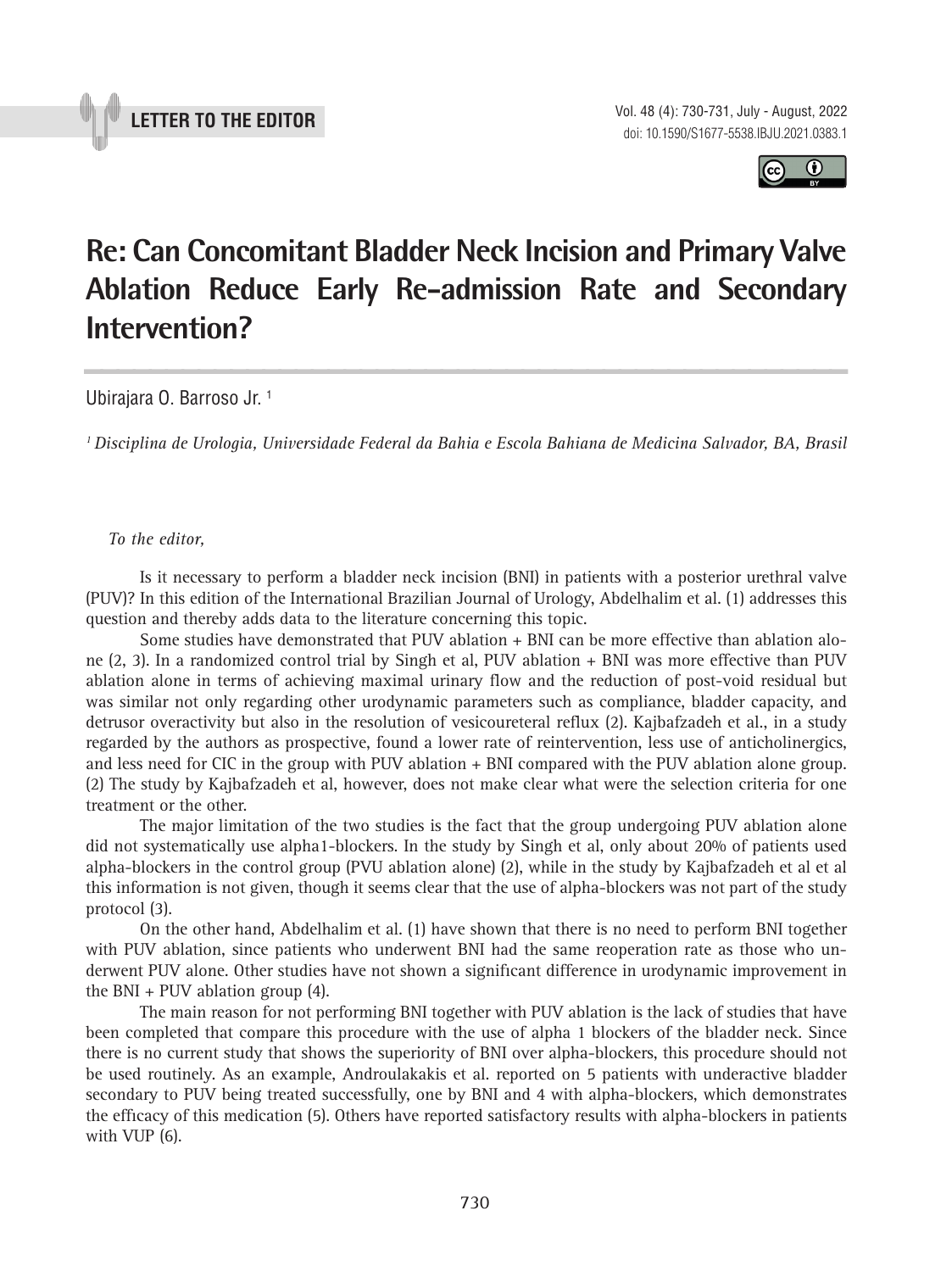LETTER TO THE EDITOR

doi: 10.1590/S1677-5538.IBJU.2021.0383.1

# Re: Can Concomitant Bladder Neck Incision and Primary Valve Ablation Reduce Early Re-admission Rate and Secondary Intervention?

Ubirajara O. Barroso Jr. [1]

[1] *Disciplina de Urologia, Universidade Federal da Bahia e Escola Bahiana de Medicina Salvador, BA, Brasil*

*To the editor,*

Is it necessary to perform a bladder neck incision (BNI) in patients with a posterior urethral valve (PUV)? In this edition of the International Brazilian Journal of Urology, Abdelhalim et al. (1) addresses this question and thereby adds data to the literature concerning this topic.

Some studies have demonstrated that PUV ablation + BNI can be more effective than ablation alone (2, 3). In a randomized control trial by Singh et al, PUV ablation + BNI was more effective than PUV ablation alone in terms of achieving maximal urinary flow and the reduction of post-void residual but was similar not only regarding other urodynamic parameters such as compliance, bladder capacity, and detrusor overactivity but also in the resolution of vesicoureteral reflux (2). Kajbafzadeh et al., in a study regarded by the authors as prospective, found a lower rate of reintervention, less use of anticholinergics, and less need for CIC in the group with PUV ablation + BNI compared with the PUV ablation alone group. (2) The study by Kajbafzadeh et al, however, does not make clear what were the selection criteria for one treatment or the other.

The major limitation of the two studies is the fact that the group undergoing PUV ablation alone did not systematically use alpha1-blockers. In the study by Singh et al, only about 20% of patients used alpha-blockers in the control group (PVU ablation alone) (2), while in the study by Kajbafzadeh et al et al this information is not given, though it seems clear that the use of alpha-blockers was not part of the study protocol (3).

On the other hand, Abdelhalim et al. (1) have shown that there is no need to perform BNI together with PUV ablation, since patients who underwent BNI had the same reoperation rate as those who underwent PUV alone. Other studies have not shown a significant difference in urodynamic improvement in the BNI + PUV ablation group (4).

The main reason for not performing BNI together with PUV ablation is the lack of studies that have been completed that compare this procedure with the use of alpha 1 blockers of the bladder neck. Since there is no current study that shows the superiority of BNI over alpha-blockers, this procedure should not be used routinely. As an example, Androulakakis et al. reported on 5 patients with underactive bladder secondary to PUV being treated successfully, one by BNI and 4 with alpha-blockers, which demonstrates the efficacy of this medication (5). Others have reported satisfactory results with alpha-blockers in patients with VUP (6).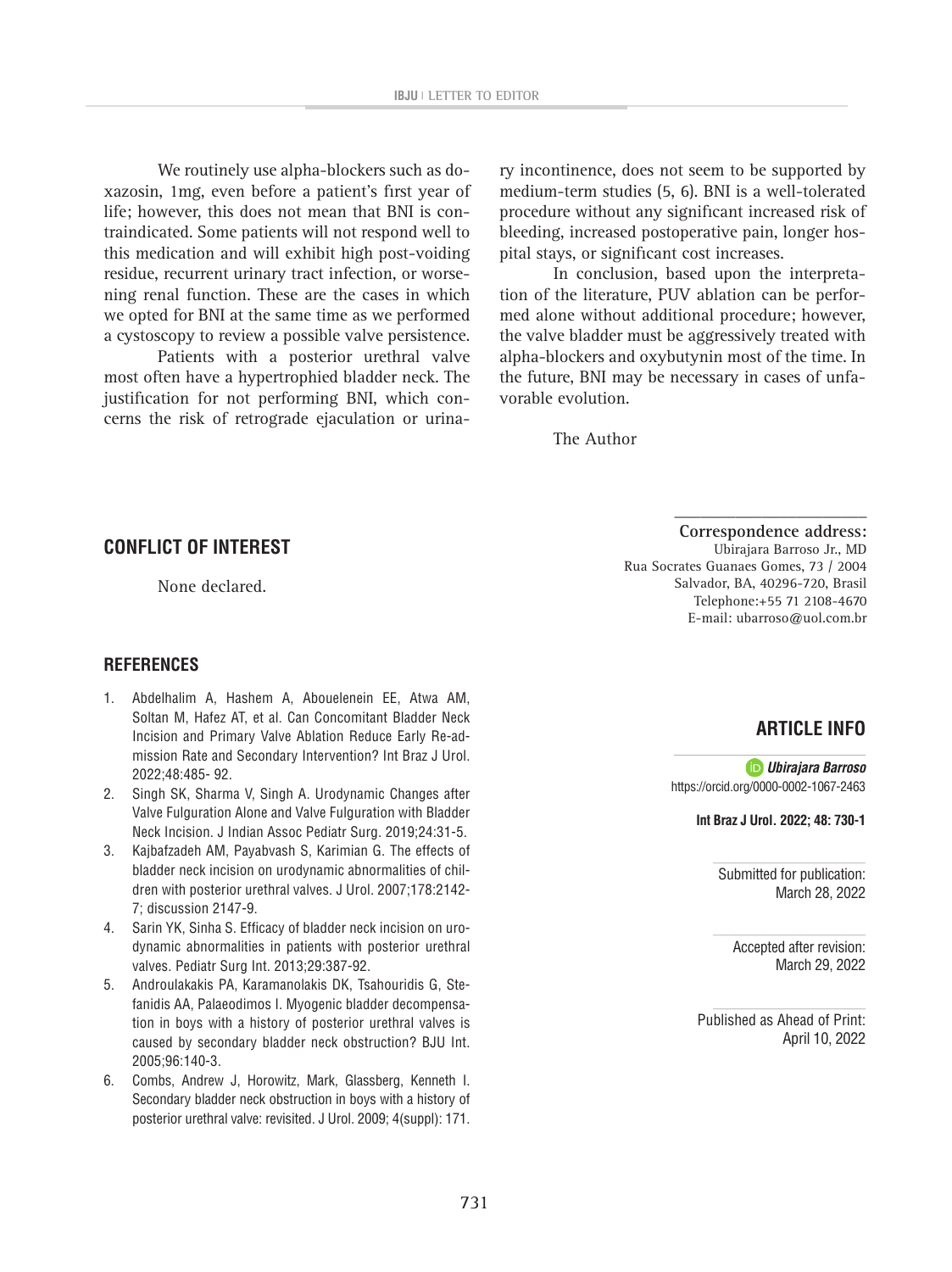We routinely use alpha-blockers such as doxazosin, 1mg, even before a patient's first year of life; however, this does not mean that BNI is contraindicated. Some patients will not respond well to this medication and will exhibit high post-voiding residue, recurrent urinary tract infection, or worsening renal function. These are the cases in which we opted for BNI at the same time as we performed a cystoscopy to review a possible valve persistence.

Patients with a posterior urethral valve most often have a hypertrophied bladder neck. The justification for not performing BNI, which concerns the risk of retrograde ejaculation or urinary incontinence, does not seem to be supported by medium-term studies (5, 6). BNI is a well-tolerated procedure without any significant increased risk of bleeding, increased postoperative pain, longer hospital stays, or significant cost increases.

In conclusion, based upon the interpretation of the literature, PUV ablation can be performed alone without additional procedure; however, the valve bladder must be aggressively treated with alpha-blockers and oxybutynin most of the time. In the future, BNI may be necessary in cases of unfavorable evolution.

The Author

## CONFLICT OF INTEREST

None declared.

## REFERENCES

1. Abdelhalim A, Hashem A, Abouelenein EE, Atwa AM, Soltan M, Hafez AT, et al. Can Concomitant Bladder Neck Incision and Primary Valve Ablation Reduce Early Re-admission Rate and Secondary Intervention? Int Braz J Urol. 2022;48:485- 92.
2. Singh SK, Sharma V, Singh A. Urodynamic Changes after Valve Fulguration Alone and Valve Fulguration with Bladder Neck Incision. J Indian Assoc Pediatr Surg. 2019;24:31-5.
3. Kajbafzadeh AM, Payabvash S, Karimian G. The effects of bladder neck incision on urodynamic abnormalities of children with posterior urethral valves. J Urol. 2007;178:2142-7; discussion 2147-9.
4. Sarin YK, Sinha S. Efficacy of bladder neck incision on urodynamic abnormalities in patients with posterior urethral valves. Pediatr Surg Int. 2013;29:387-92.
5. Androulakakis PA, Karamanolakis DK, Tsahouridis G, Stefanidis AA, Palaeodimos I. Myogenic bladder decompensation in boys with a history of posterior urethral valves is caused by secondary bladder neck obstruction? BJU Int. 2005;96:140-3.
6. Combs, Andrew J, Horowitz, Mark, Glassberg, Kenneth I. Secondary bladder neck obstruction in boys with a history of posterior urethral valve: revisited. J Urol. 2009; 4(suppl): 171.

**Correspondence address:**
Ubirajara Barroso Jr., MD
Rua Socrates Guanaes Gomes, 73 / 2004
Salvador, BA, 40296-720, Brasil
Telephone:+55 71 2108-4670
E-mail: ubarroso@uol.com.br

## ARTICLE INFO

***Ubirajara Barroso***
https://orcid.org/0000-0002-1067-2463

**Int Braz J Urol. 2022; 48: 730-1**

Submitted for publication:
March 28, 2022

Accepted after revision:
March 29, 2022

Published as Ahead of Print:
April 10, 2022